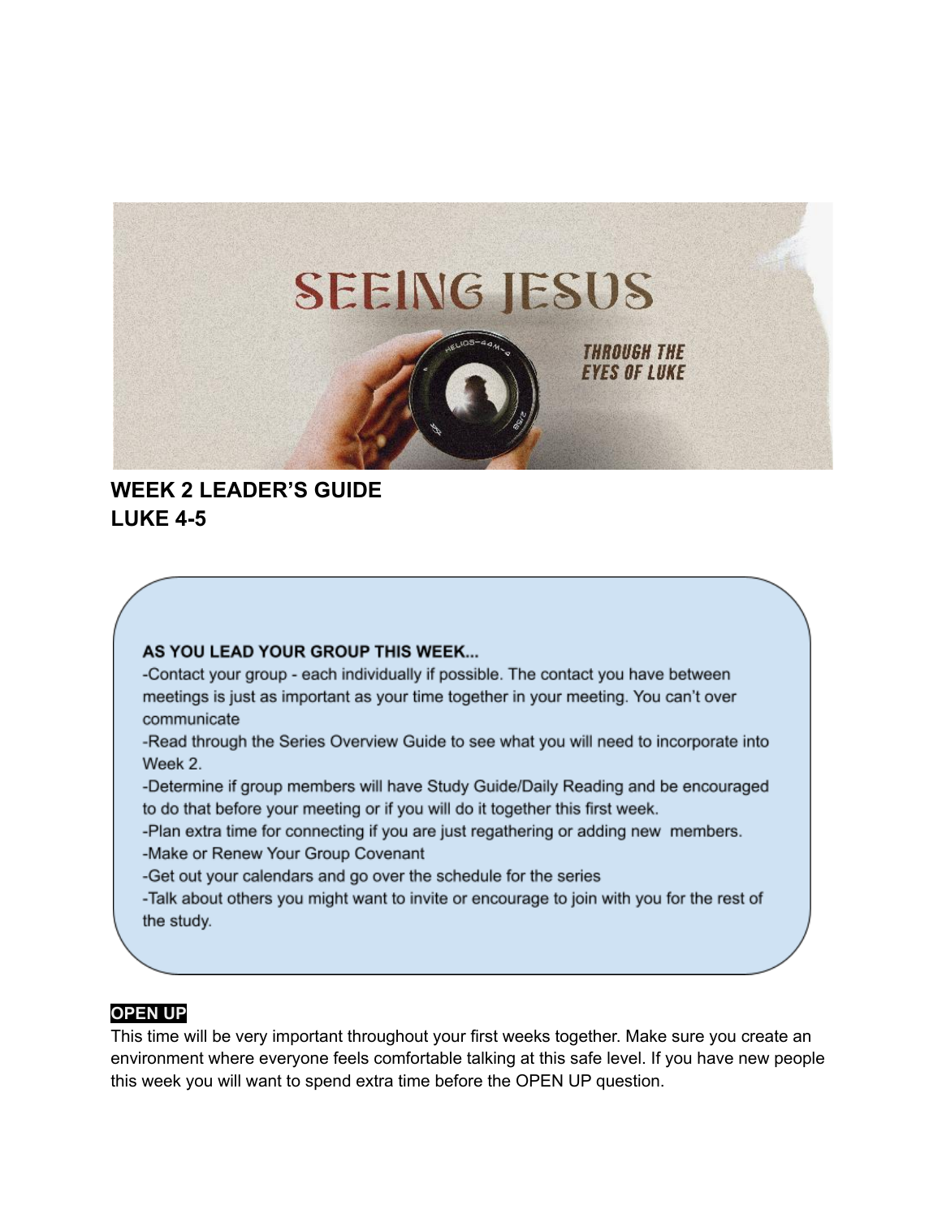# SEEING JESUS

*THROUGH THE EYES OF LUKE*

## WEEK 2 LEADER'S GUIDE
## LUKE 4-5

**AS YOU LEAD YOUR GROUP THIS WEEK...**

-Contact your group - each individually if possible. The contact you have between meetings is just as important as your time together in your meeting. You can't over communicate

-Read through the Series Overview Guide to see what you will need to incorporate into Week 2.

-Determine if group members will have Study Guide/Daily Reading and be encouraged to do that before your meeting or if you will do it together this first week.

-Plan extra time for connecting if you are just regathering or adding new members.

-Make or Renew Your Group Covenant

-Get out your calendars and go over the schedule for the series

-Talk about others you might want to invite or encourage to join with you for the rest of the study.

**OPEN UP**

This time will be very important throughout your first weeks together. Make sure you create an environment where everyone feels comfortable talking at this safe level. If you have new people this week you will want to spend extra time before the OPEN UP question.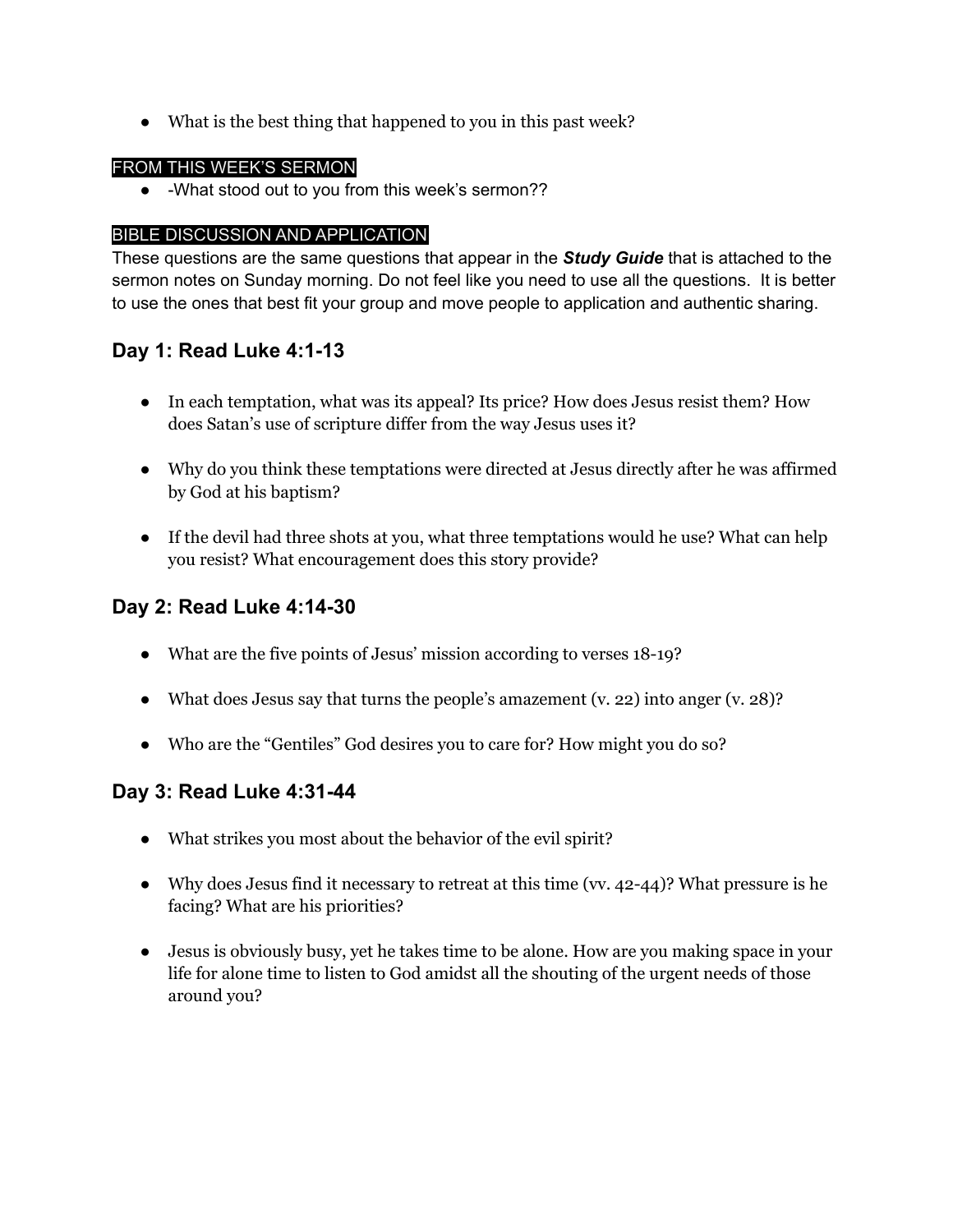- What is the best thing that happened to you in this past week?

FROM THIS WEEK'S SERMON

- -What stood out to you from this week's sermon??

BIBLE DISCUSSION AND APPLICATION

These questions are the same questions that appear in the ***Study Guide*** that is attached to the sermon notes on Sunday morning. Do not feel like you need to use all the questions. It is better to use the ones that best fit your group and move people to application and authentic sharing.

## Day 1: Read Luke 4:1-13

- In each temptation, what was its appeal? Its price? How does Jesus resist them? How does Satan's use of scripture differ from the way Jesus uses it?

- Why do you think these temptations were directed at Jesus directly after he was affirmed by God at his baptism?

- If the devil had three shots at you, what three temptations would he use? What can help you resist? What encouragement does this story provide?

## Day 2: Read Luke 4:14-30

- What are the five points of Jesus' mission according to verses 18-19?

- What does Jesus say that turns the people's amazement (v. 22) into anger (v. 28)?

- Who are the "Gentiles" God desires you to care for? How might you do so?

## Day 3: Read Luke 4:31-44

- What strikes you most about the behavior of the evil spirit?

- Why does Jesus find it necessary to retreat at this time (vv. 42-44)? What pressure is he facing? What are his priorities?

- Jesus is obviously busy, yet he takes time to be alone. How are you making space in your life for alone time to listen to God amidst all the shouting of the urgent needs of those around you?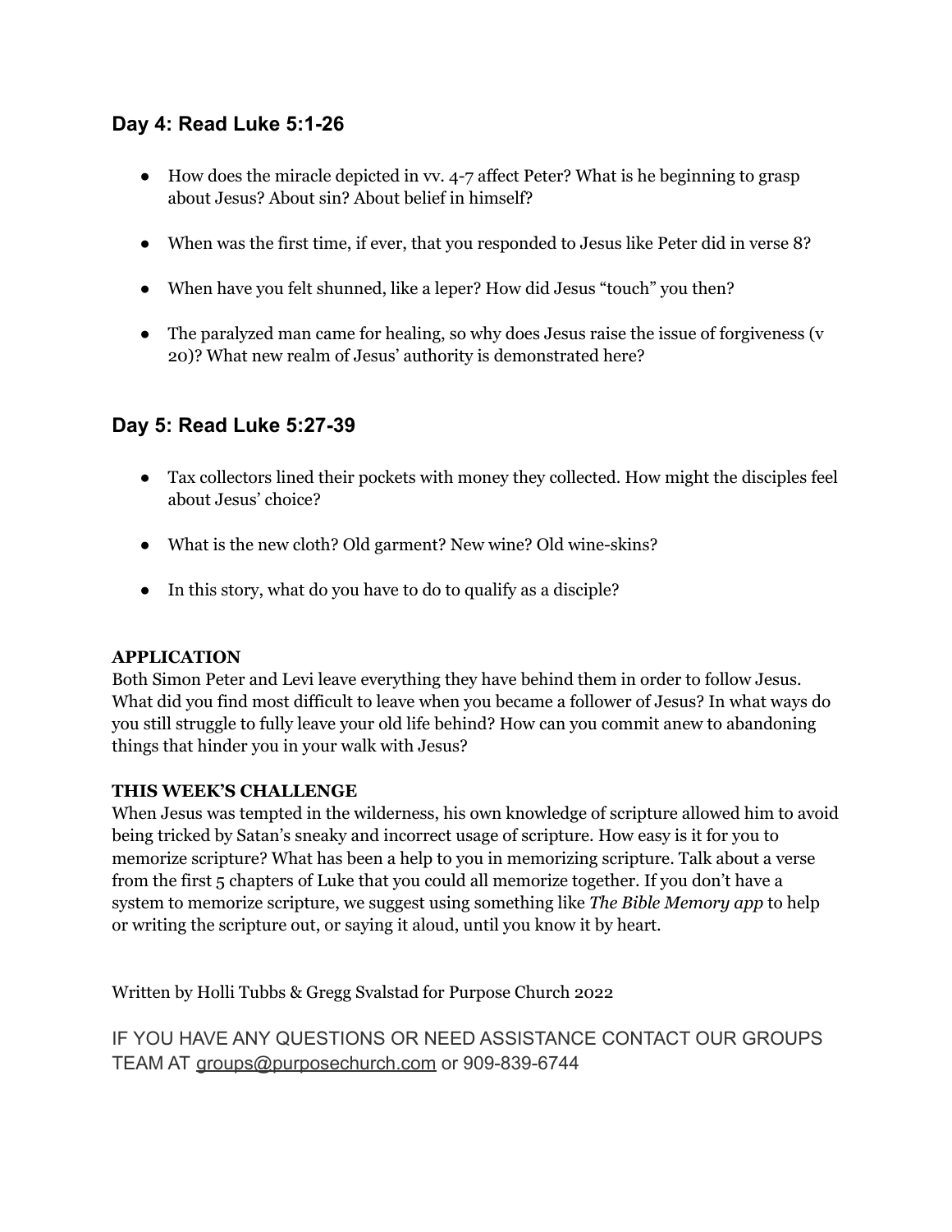## Day 4: Read Luke 5:1-26

- How does the miracle depicted in vv. 4-7 affect Peter? What is he beginning to grasp about Jesus? About sin? About belief in himself?
- When was the first time, if ever, that you responded to Jesus like Peter did in verse 8?
- When have you felt shunned, like a leper? How did Jesus "touch" you then?
- The paralyzed man came for healing, so why does Jesus raise the issue of forgiveness (v 20)? What new realm of Jesus' authority is demonstrated here?

## Day 5: Read Luke 5:27-39

- Tax collectors lined their pockets with money they collected. How might the disciples feel about Jesus' choice?
- What is the new cloth? Old garment? New wine? Old wine-skins?
- In this story, what do you have to do to qualify as a disciple?

**APPLICATION**

Both Simon Peter and Levi leave everything they have behind them in order to follow Jesus. What did you find most difficult to leave when you became a follower of Jesus? In what ways do you still struggle to fully leave your old life behind? How can you commit anew to abandoning things that hinder you in your walk with Jesus?

**THIS WEEK'S CHALLENGE**

When Jesus was tempted in the wilderness, his own knowledge of scripture allowed him to avoid being tricked by Satan's sneaky and incorrect usage of scripture. How easy is it for you to memorize scripture? What has been a help to you in memorizing scripture. Talk about a verse from the first 5 chapters of Luke that you could all memorize together. If you don't have a system to memorize scripture, we suggest using something like *The Bible Memory app* to help or writing the scripture out, or saying it aloud, until you know it by heart.

Written by Holli Tubbs & Gregg Svalstad for Purpose Church 2022

IF YOU HAVE ANY QUESTIONS OR NEED ASSISTANCE CONTACT OUR GROUPS TEAM AT groups@purposechurch.com or 909-839-6744